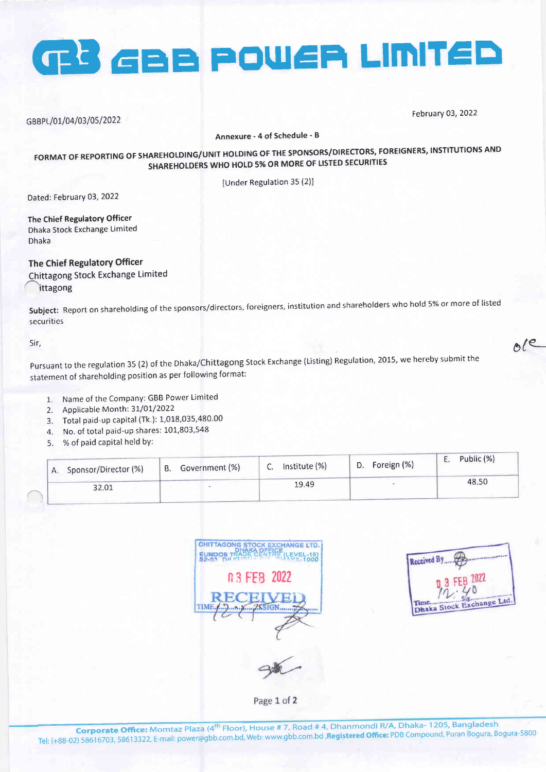# GBB POWER LIMITED

GBBPL/01/04/03/05/2022

February 03, 2022

**Annexure - 4 of Schedule - B**

**FORMAT OF REPORTING OF SHAREHOLDING/UNIT HOLDING OF THE SPONSORS/DIRECTORS, FOREIGNERS, INSTITUTIONS AND SHAREHOLDERS WHO HOLD 5% OR MORE OF LISTED SECURITIES**

[Under Regulation 35 (2)]

Dated: February 03, 2022

**The Chief Regulatory Officer**
Dhaka Stock Exchange Limited
Dhaka

**The Chief Regulatory Officer**
Chittagong Stock Exchange Limited
Chittagong

**Subject:** Report on shareholding of the sponsors/directors, foreigners, institution and shareholders who hold 5% or more of listed securities

Sir,

Pursuant to the regulation 35 (2) of the Dhaka/Chittagong Stock Exchange (Listing) Regulation, 2015, we hereby submit the statement of shareholding position as per following format:

1. Name of the Company: GBB Power Limited
2. Applicable Month: 31/01/2022
3. Total paid-up capital (Tk.): 1,018,035,480.00
4. No. of total paid-up shares: 101,803,548
5. % of paid capital held by:

| A. Sponsor/Director (%) | B. Government (%) | C. Institute (%) | D. Foreign (%) | E. Public (%) |
|---|---|---|---|---|
| 32.01 | - | 19.49 | - | 48.50 |

CHITTAGONG STOCK EXCHANGE LTD.
DHAKA OFFICE
EUNOOS TRADE CENTRE (LEVEL-15)
03 FEB 2022
RECEIVED
TIME 12:?? SIGN

Received By
03 FEB 2022
12:40
Time ... Sig ...
Dhaka Stock Exchange Ltd.

**Corporate Office:** Momtaz Plaza (4th Floor), House # 7, Road # 4, Dhanmondi R/A, Dhaka- 1205, Bangladesh
Tel: (+88-02) 58616703, 58613322, E-mail: power@gbb.com.bd, Web: www.gbb.com.bd, **Registered Office:** PDB Compound, Puran Bogura, Bogura-5800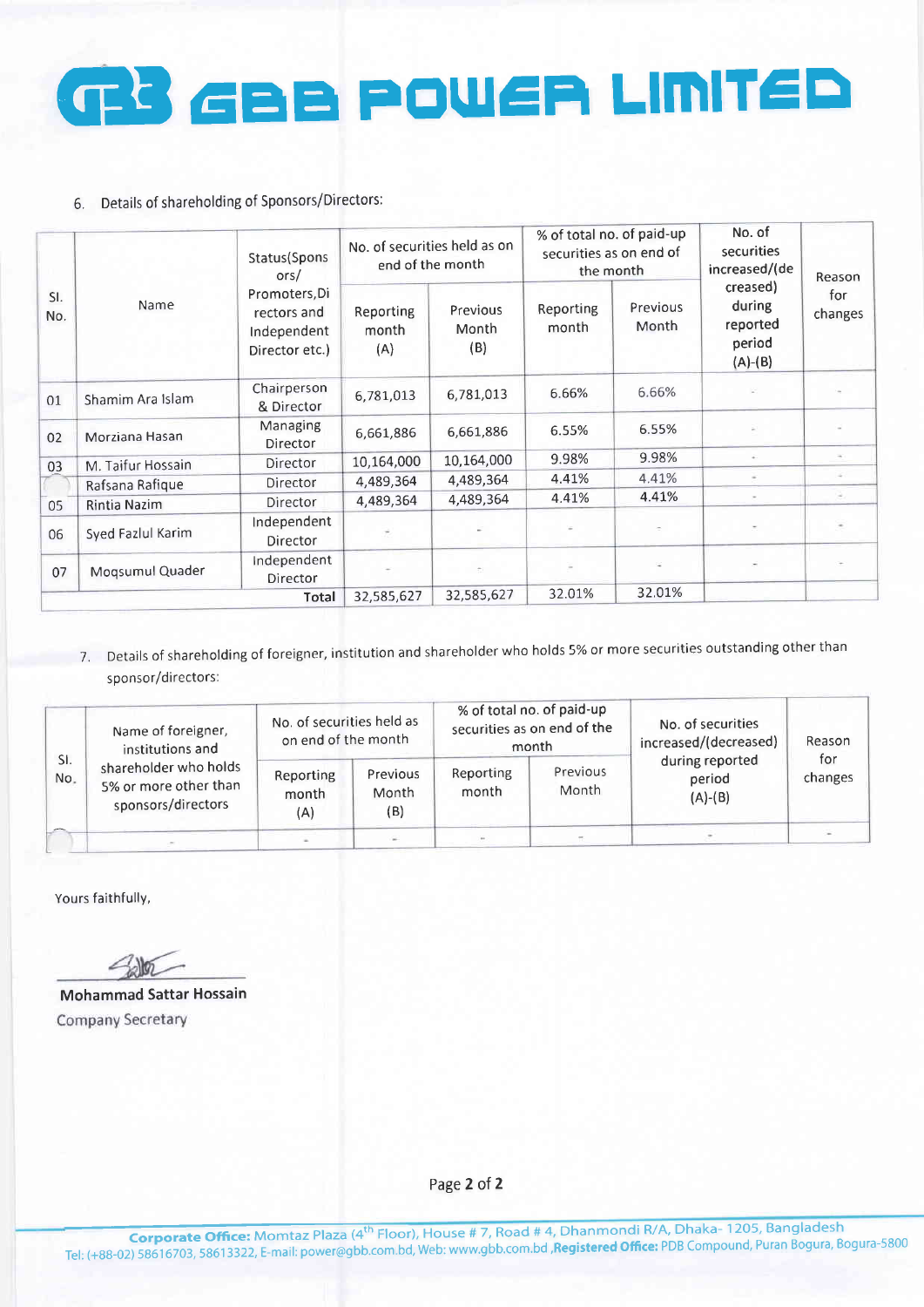# GBB POWER LIMITED

6. Details of shareholding of Sponsors/Directors:

| Sl. No. | Name | Status(Sponsors/ Promoters,Directors and Independent Director etc.) | No. of securities held as on end of the month | | % of total no. of paid-up securities as on end of the month | | No. of securities increased/(decreased) during reported period (A)-(B) | Reason for changes |
|---|---|---|---|---|---|---|---|---|
| | | | Reporting month (A) | Previous Month (B) | Reporting month | Previous Month | | |
| 01 | Shamim Ara Islam | Chairperson & Director | 6,781,013 | 6,781,013 | 6.66% | 6.66% | - | - |
| 02 | Morziana Hasan | Managing Director | 6,661,886 | 6,661,886 | 6.55% | 6.55% | - | - |
| 03 | M. Taifur Hossain | Director | 10,164,000 | 10,164,000 | 9.98% | 9.98% | - | - |
| | Rafsana Rafique | Director | 4,489,364 | 4,489,364 | 4.41% | 4.41% | - | - |
| 05 | Rintia Nazim | Director | 4,489,364 | 4,489,364 | 4.41% | 4.41% | - | - |
| 06 | Syed Fazlul Karim | Independent Director | - | - | - | - | - | - |
| 07 | Moqsumul Quader | Independent Director | - | - | - | - | - | - |
| | | Total | 32,585,627 | 32,585,627 | 32.01% | 32.01% | | |

7. Details of shareholding of foreigner, institution and shareholder who holds 5% or more securities outstanding other than sponsor/directors:

| Sl. No. | Name of foreigner, institutions and shareholder who holds 5% or more other than sponsors/directors | No. of securities held as on end of the month | | % of total no. of paid-up securities as on end of the month | | No. of securities increased/(decreased) during reported period (A)-(B) | Reason for changes |
|---|---|---|---|---|---|---|---|
| | | Reporting month (A) | Previous Month (B) | Reporting month | Previous Month | | |
| | - | - | - | - | - | - | - |

Yours faithfully,

**Mohammad Sattar Hossain**
Company Secretary

**Corporate Office:** Momtaz Plaza (4th Floor), House # 7, Road # 4, Dhanmondi R/A, Dhaka- 1205, Bangladesh
Tel: (+88-02) 58616703, 58613322, E-mail: power@gbb.com.bd, Web: www.gbb.com.bd, **Registered Office:** PDB Compound, Puran Bogura, Bogura-5800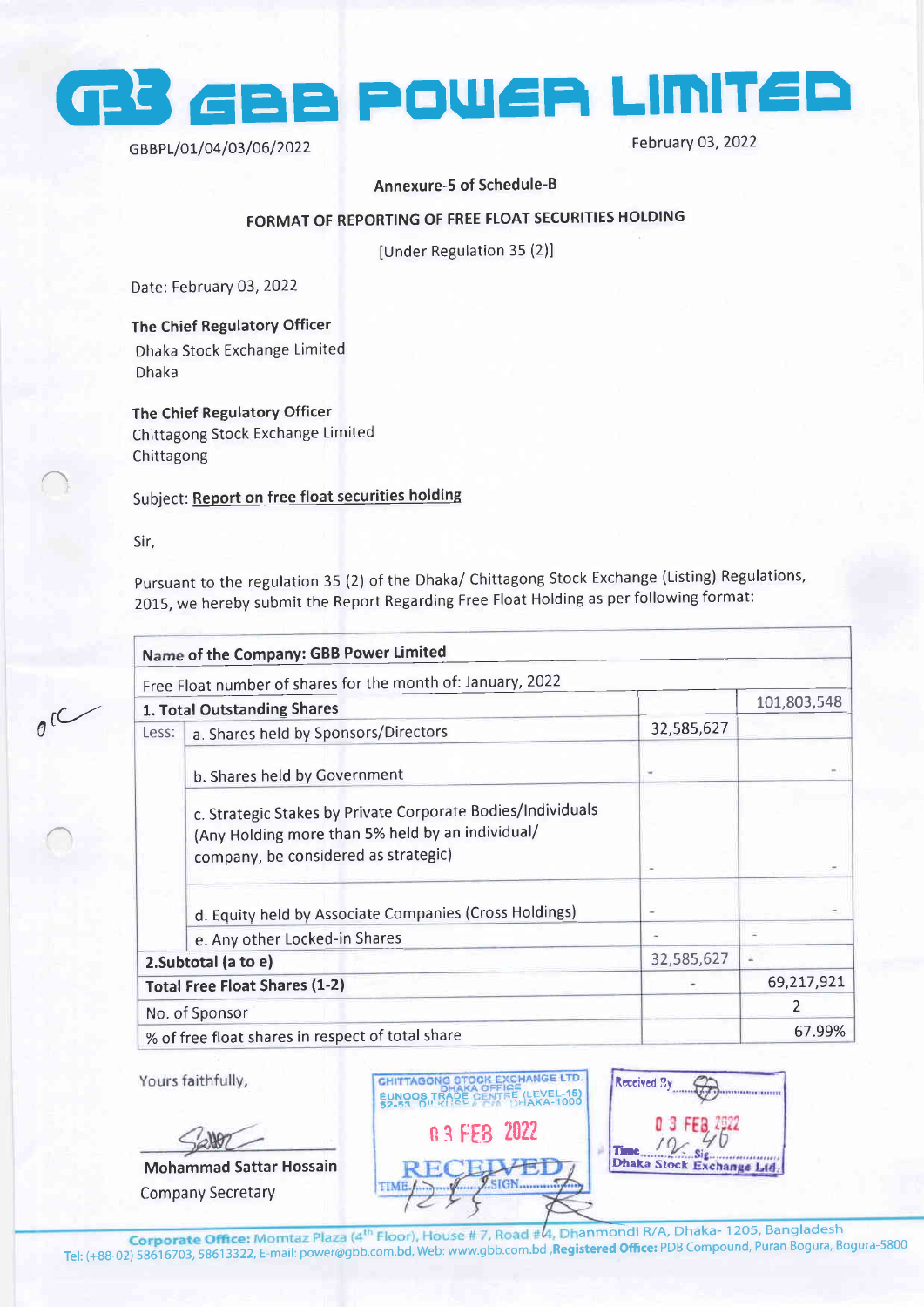# GBB POWER LIMITED

GBBPL/01/04/03/06/2022

February 03, 2022

**Annexure-5 of Schedule-B**

**FORMAT OF REPORTING OF FREE FLOAT SECURITIES HOLDING**

[Under Regulation 35 (2)]

Date: February 03, 2022

**The Chief Regulatory Officer**
Dhaka Stock Exchange Limited
Dhaka

**The Chief Regulatory Officer**
Chittagong Stock Exchange Limited
Chittagong

Subject: **Report on free float securities holding**

Sir,

Pursuant to the regulation 35 (2) of the Dhaka/ Chittagong Stock Exchange (Listing) Regulations, 2015, we hereby submit the Report Regarding Free Float Holding as per following format:

| | | | |
|---|---|---|---|
| **Name of the Company: GBB Power Limited** | | | |
| Free Float number of shares for the month of: January, 2022 | | | |
| **1. Total Outstanding Shares** | | | 101,803,548 |
| Less: | a. Shares held by Sponsors/Directors | 32,585,627 | |
| | b. Shares held by Government | - | - |
| | c. Strategic Stakes by Private Corporate Bodies/Individuals (Any Holding more than 5% held by an individual/ company, be considered as strategic) | - | - |
| | d. Equity held by Associate Companies (Cross Holdings) | - | - |
| | e. Any other Locked-in Shares | - | - |
| **2.Subtotal (a to e)** | | 32,585,627 | - |
| **Total Free Float Shares (1-2)** | | - | 69,217,921 |
| No. of Sponsor | | | 2 |
| % of free float shares in respect of total share | | | 67.99% |

Yours faithfully,

**Mohammad Sattar Hossain**
Company Secretary

CHITTAGONG STOCK EXCHANGE LTD. DHAKA OFFICE
03 FEB 2022
RECEIVED

Received By
03 FEB 2022
Dhaka Stock Exchange Ltd.

**Corporate Office:** Momtaz Plaza (4th Floor), House # 7, Road #4, Dhanmondi R/A, Dhaka- 1205, Bangladesh
Tel: (+88-02) 58616703, 58613322, E-mail: power@gbb.com.bd, Web: www.gbb.com.bd ,**Registered Office:** PDB Compound, Puran Bogura, Bogura-5800